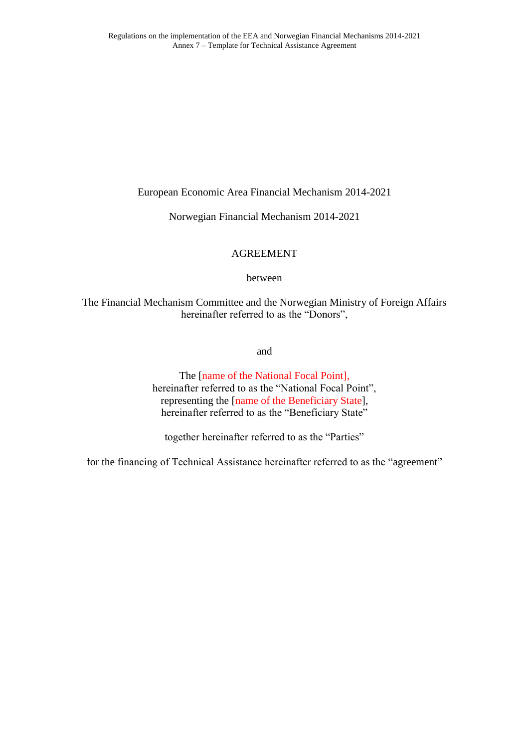European Economic Area Financial Mechanism 2014-2021

Norwegian Financial Mechanism 2014-2021

AGREEMENT

between

The Financial Mechanism Committee and the Norwegian Ministry of Foreign Affairs hereinafter referred to as the "Donors",

and

The [name of the National Focal Point], hereinafter referred to as the "National Focal Point", representing the [name of the Beneficiary State], hereinafter referred to as the "Beneficiary State"

together hereinafter referred to as the "Parties"

for the financing of Technical Assistance hereinafter referred to as the "agreement"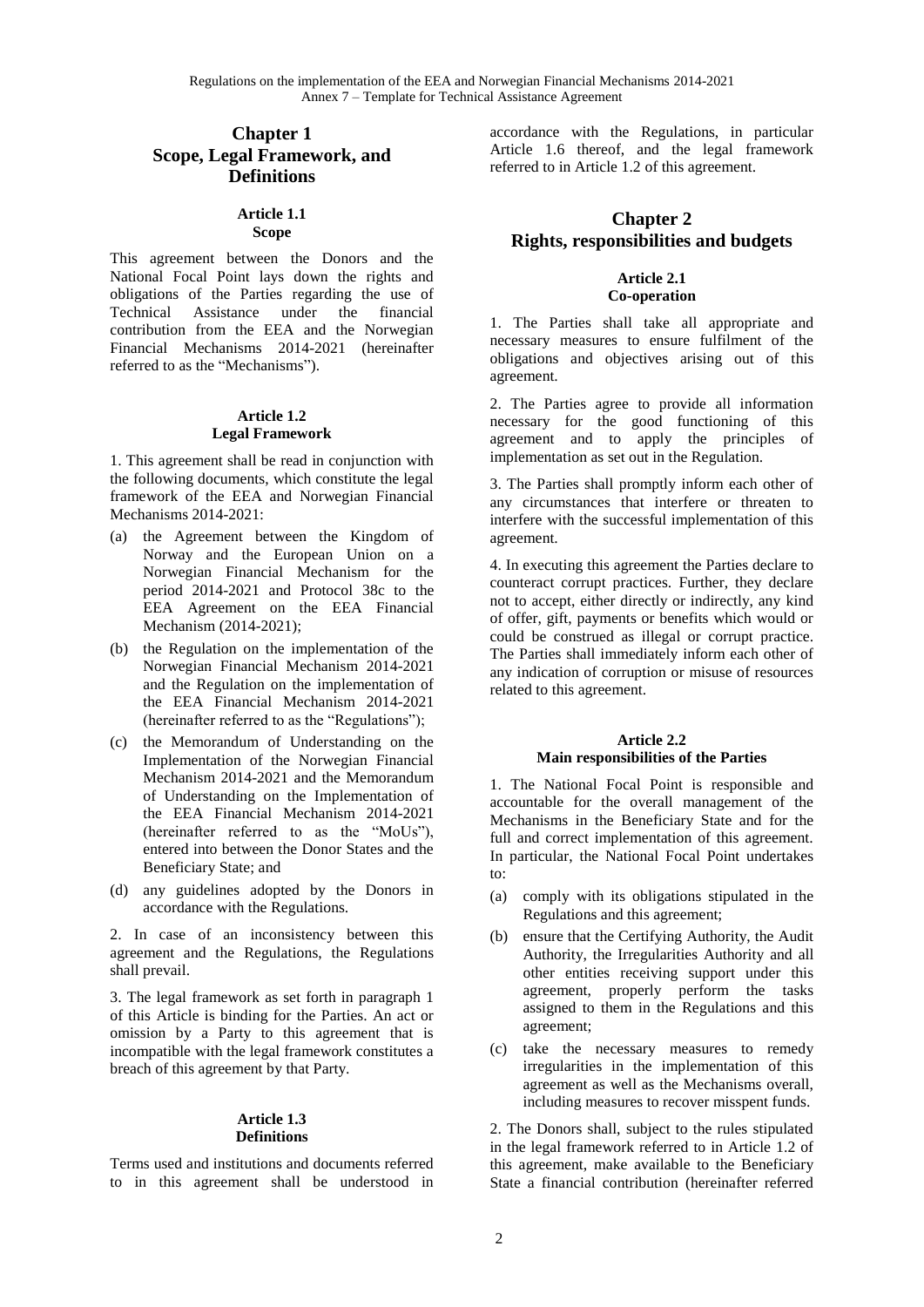## Chapter 1
## Scope, Legal Framework, and Definitions

#### Article 1.1
#### Scope

This agreement between the Donors and the National Focal Point lays down the rights and obligations of the Parties regarding the use of Technical Assistance under the financial contribution from the EEA and the Norwegian Financial Mechanisms 2014-2021 (hereinafter referred to as the "Mechanisms").

#### Article 1.2
#### Legal Framework

1. This agreement shall be read in conjunction with the following documents, which constitute the legal framework of the EEA and Norwegian Financial Mechanisms 2014-2021:

(a) the Agreement between the Kingdom of Norway and the European Union on a Norwegian Financial Mechanism for the period 2014-2021 and Protocol 38c to the EEA Agreement on the EEA Financial Mechanism (2014-2021);

(b) the Regulation on the implementation of the Norwegian Financial Mechanism 2014-2021 and the Regulation on the implementation of the EEA Financial Mechanism 2014-2021 (hereinafter referred to as the "Regulations");

(c) the Memorandum of Understanding on the Implementation of the Norwegian Financial Mechanism 2014-2021 and the Memorandum of Understanding on the Implementation of the EEA Financial Mechanism 2014-2021 (hereinafter referred to as the "MoUs"), entered into between the Donor States and the Beneficiary State; and

(d) any guidelines adopted by the Donors in accordance with the Regulations.

2. In case of an inconsistency between this agreement and the Regulations, the Regulations shall prevail.

3. The legal framework as set forth in paragraph 1 of this Article is binding for the Parties. An act or omission by a Party to this agreement that is incompatible with the legal framework constitutes a breach of this agreement by that Party.

#### Article 1.3
#### Definitions

Terms used and institutions and documents referred to in this agreement shall be understood in accordance with the Regulations, in particular Article 1.6 thereof, and the legal framework referred to in Article 1.2 of this agreement.

## Chapter 2
## Rights, responsibilities and budgets

#### Article 2.1
#### Co-operation

1. The Parties shall take all appropriate and necessary measures to ensure fulfilment of the obligations and objectives arising out of this agreement.

2. The Parties agree to provide all information necessary for the good functioning of this agreement and to apply the principles of implementation as set out in the Regulation.

3. The Parties shall promptly inform each other of any circumstances that interfere or threaten to interfere with the successful implementation of this agreement.

4. In executing this agreement the Parties declare to counteract corrupt practices. Further, they declare not to accept, either directly or indirectly, any kind of offer, gift, payments or benefits which would or could be construed as illegal or corrupt practice. The Parties shall immediately inform each other of any indication of corruption or misuse of resources related to this agreement.

#### Article 2.2
#### Main responsibilities of the Parties

1. The National Focal Point is responsible and accountable for the overall management of the Mechanisms in the Beneficiary State and for the full and correct implementation of this agreement. In particular, the National Focal Point undertakes to:

(a) comply with its obligations stipulated in the Regulations and this agreement;

(b) ensure that the Certifying Authority, the Audit Authority, the Irregularities Authority and all other entities receiving support under this agreement, properly perform the tasks assigned to them in the Regulations and this agreement;

(c) take the necessary measures to remedy irregularities in the implementation of this agreement as well as the Mechanisms overall, including measures to recover misspent funds.

2. The Donors shall, subject to the rules stipulated in the legal framework referred to in Article 1.2 of this agreement, make available to the Beneficiary State a financial contribution (hereinafter referred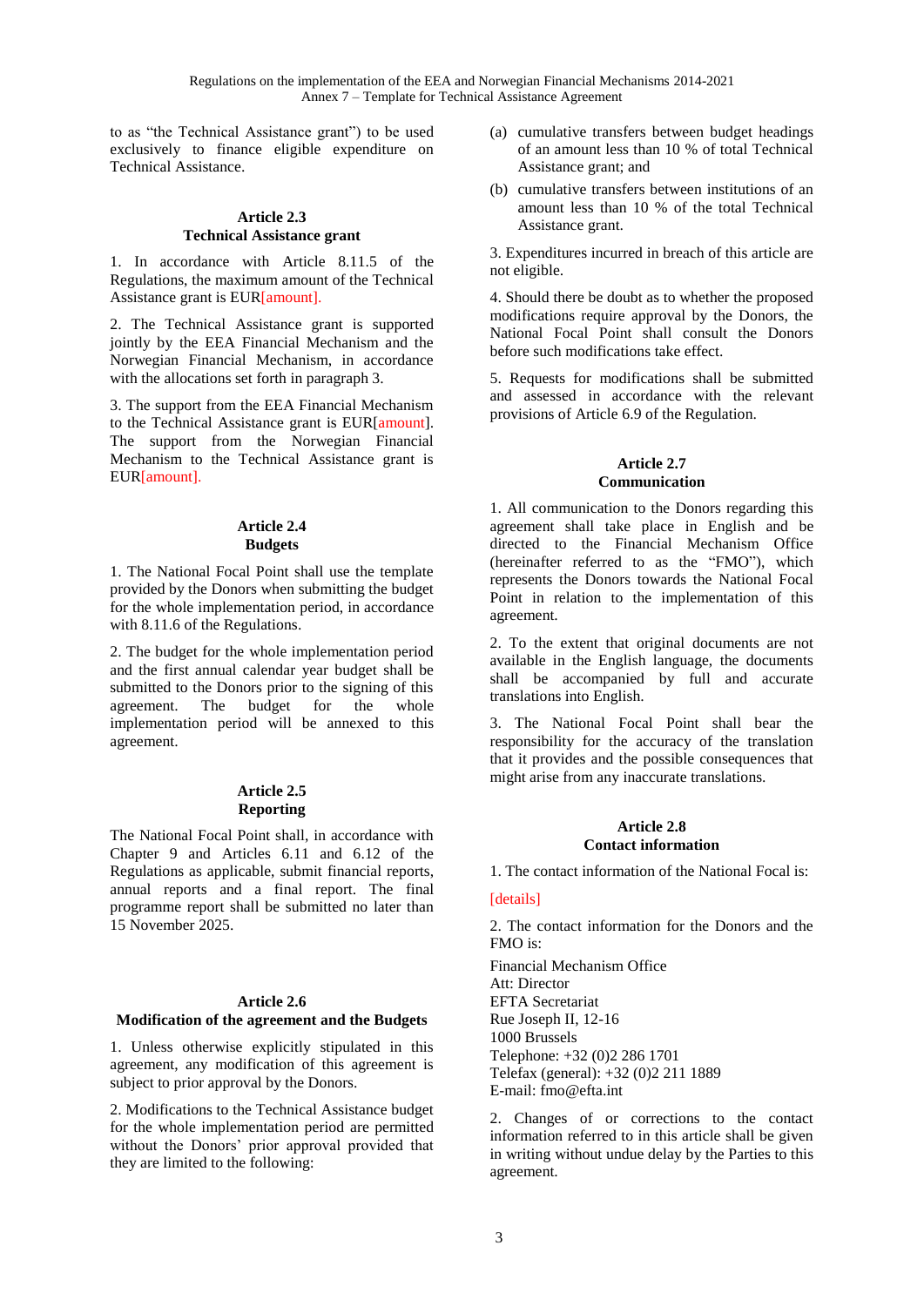to as "the Technical Assistance grant") to be used exclusively to finance eligible expenditure on Technical Assistance.

## Article 2.3
## Technical Assistance grant

1. In accordance with Article 8.11.5 of the Regulations, the maximum amount of the Technical Assistance grant is EUR[amount].

2. The Technical Assistance grant is supported jointly by the EEA Financial Mechanism and the Norwegian Financial Mechanism, in accordance with the allocations set forth in paragraph 3.

3. The support from the EEA Financial Mechanism to the Technical Assistance grant is EUR[amount]. The support from the Norwegian Financial Mechanism to the Technical Assistance grant is EUR[amount].

## Article 2.4
## Budgets

1. The National Focal Point shall use the template provided by the Donors when submitting the budget for the whole implementation period, in accordance with 8.11.6 of the Regulations.

2. The budget for the whole implementation period and the first annual calendar year budget shall be submitted to the Donors prior to the signing of this agreement. The budget for the whole implementation period will be annexed to this agreement.

## Article 2.5
## Reporting

The National Focal Point shall, in accordance with Chapter 9 and Articles 6.11 and 6.12 of the Regulations as applicable, submit financial reports, annual reports and a final report. The final programme report shall be submitted no later than 15 November 2025.

## Article 2.6
## Modification of the agreement and the Budgets

1. Unless otherwise explicitly stipulated in this agreement, any modification of this agreement is subject to prior approval by the Donors.

2. Modifications to the Technical Assistance budget for the whole implementation period are permitted without the Donors' prior approval provided that they are limited to the following:

(a) cumulative transfers between budget headings of an amount less than 10 % of total Technical Assistance grant; and

(b) cumulative transfers between institutions of an amount less than 10 % of the total Technical Assistance grant.

3. Expenditures incurred in breach of this article are not eligible.

4. Should there be doubt as to whether the proposed modifications require approval by the Donors, the National Focal Point shall consult the Donors before such modifications take effect.

5. Requests for modifications shall be submitted and assessed in accordance with the relevant provisions of Article 6.9 of the Regulation.

## Article 2.7
## Communication

1. All communication to the Donors regarding this agreement shall take place in English and be directed to the Financial Mechanism Office (hereinafter referred to as the "FMO"), which represents the Donors towards the National Focal Point in relation to the implementation of this agreement.

2. To the extent that original documents are not available in the English language, the documents shall be accompanied by full and accurate translations into English.

3. The National Focal Point shall bear the responsibility for the accuracy of the translation that it provides and the possible consequences that might arise from any inaccurate translations.

## Article 2.8
## Contact information

1. The contact information of the National Focal is:

[details]

2. The contact information for the Donors and the FMO is:

Financial Mechanism Office
Att: Director
EFTA Secretariat
Rue Joseph II, 12-16
1000 Brussels
Telephone: +32 (0)2 286 1701
Telefax (general): +32 (0)2 211 1889
E-mail: fmo@efta.int

2. Changes of or corrections to the contact information referred to in this article shall be given in writing without undue delay by the Parties to this agreement.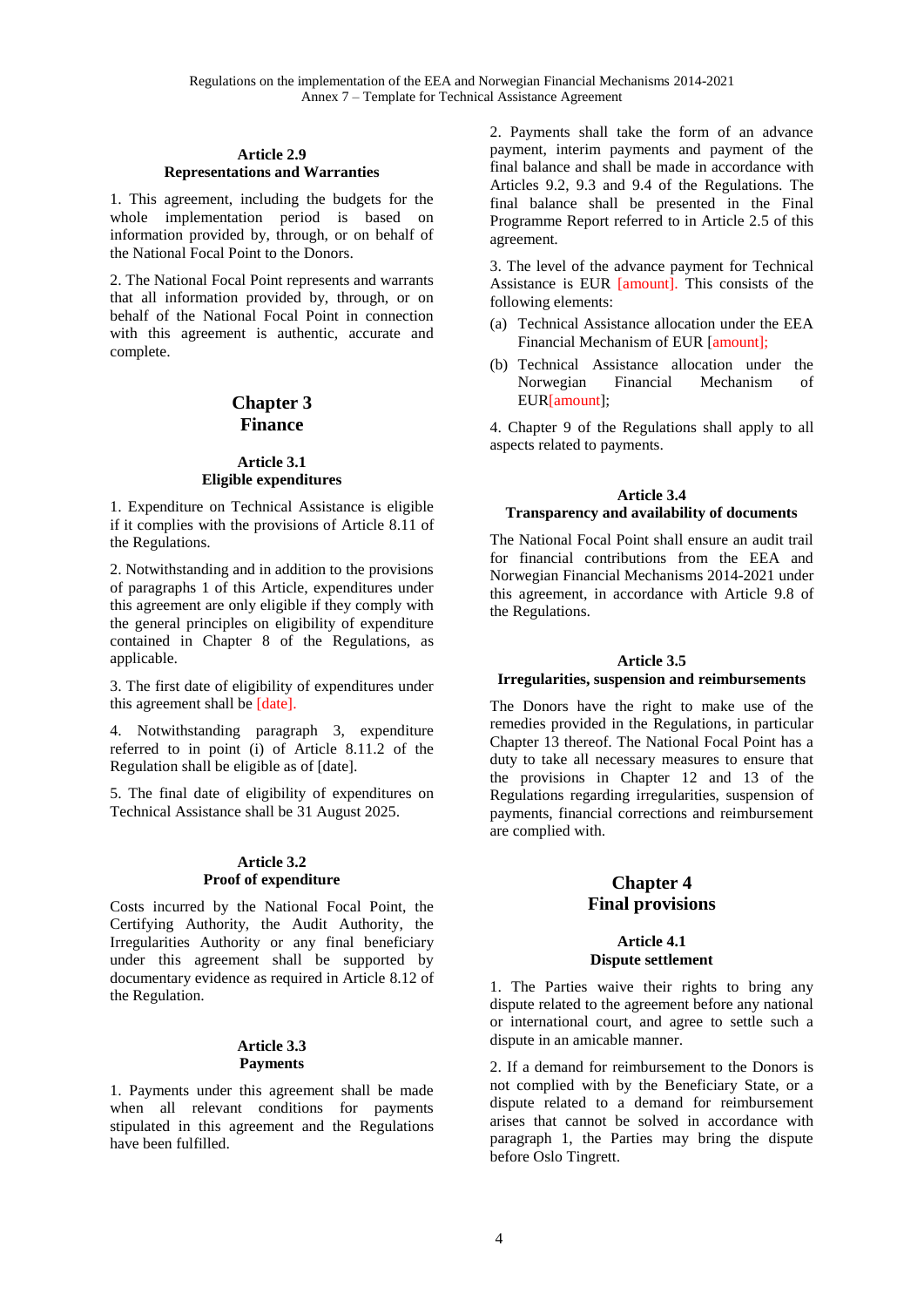### Article 2.9
### Representations and Warranties

1. This agreement, including the budgets for the whole implementation period is based on information provided by, through, or on behalf of the National Focal Point to the Donors.

2. The National Focal Point represents and warrants that all information provided by, through, or on behalf of the National Focal Point in connection with this agreement is authentic, accurate and complete.

# Chapter 3
# Finance

### Article 3.1
### Eligible expenditures

1. Expenditure on Technical Assistance is eligible if it complies with the provisions of Article 8.11 of the Regulations.

2. Notwithstanding and in addition to the provisions of paragraphs 1 of this Article, expenditures under this agreement are only eligible if they comply with the general principles on eligibility of expenditure contained in Chapter 8 of the Regulations, as applicable.

3. The first date of eligibility of expenditures under this agreement shall be [date].

4. Notwithstanding paragraph 3, expenditure referred to in point (i) of Article 8.11.2 of the Regulation shall be eligible as of [date].

5. The final date of eligibility of expenditures on Technical Assistance shall be 31 August 2025.

### Article 3.2
### Proof of expenditure

Costs incurred by the National Focal Point, the Certifying Authority, the Audit Authority, the Irregularities Authority or any final beneficiary under this agreement shall be supported by documentary evidence as required in Article 8.12 of the Regulation.

### Article 3.3
### Payments

1. Payments under this agreement shall be made when all relevant conditions for payments stipulated in this agreement and the Regulations have been fulfilled.

2. Payments shall take the form of an advance payment, interim payments and payment of the final balance and shall be made in accordance with Articles 9.2, 9.3 and 9.4 of the Regulations. The final balance shall be presented in the Final Programme Report referred to in Article 2.5 of this agreement.

3. The level of the advance payment for Technical Assistance is EUR [amount]. This consists of the following elements:

(a) Technical Assistance allocation under the EEA Financial Mechanism of EUR [amount];

(b) Technical Assistance allocation under the Norwegian Financial Mechanism of EUR[amount];

4. Chapter 9 of the Regulations shall apply to all aspects related to payments.

### Article 3.4
### Transparency and availability of documents

The National Focal Point shall ensure an audit trail for financial contributions from the EEA and Norwegian Financial Mechanisms 2014-2021 under this agreement, in accordance with Article 9.8 of the Regulations.

### Article 3.5
### Irregularities, suspension and reimbursements

The Donors have the right to make use of the remedies provided in the Regulations, in particular Chapter 13 thereof. The National Focal Point has a duty to take all necessary measures to ensure that the provisions in Chapter 12 and 13 of the Regulations regarding irregularities, suspension of payments, financial corrections and reimbursement are complied with.

# Chapter 4
# Final provisions

### Article 4.1
### Dispute settlement

1. The Parties waive their rights to bring any dispute related to the agreement before any national or international court, and agree to settle such a dispute in an amicable manner.

2. If a demand for reimbursement to the Donors is not complied with by the Beneficiary State, or a dispute related to a demand for reimbursement arises that cannot be solved in accordance with paragraph 1, the Parties may bring the dispute before Oslo Tingrett.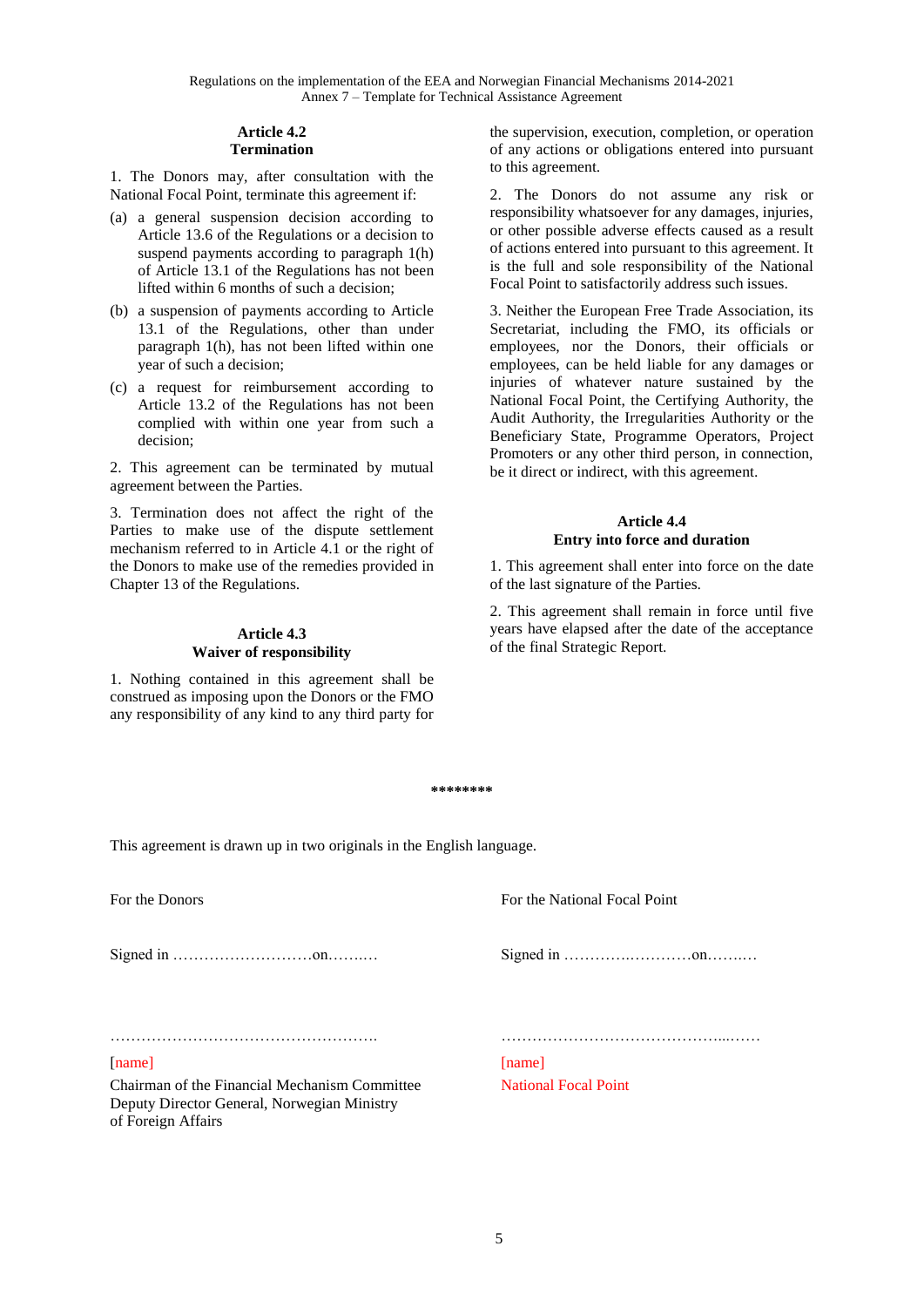### Article 4.2
### Termination

1. The Donors may, after consultation with the National Focal Point, terminate this agreement if:

(a) a general suspension decision according to Article 13.6 of the Regulations or a decision to suspend payments according to paragraph 1(h) of Article 13.1 of the Regulations has not been lifted within 6 months of such a decision;

(b) a suspension of payments according to Article 13.1 of the Regulations, other than under paragraph 1(h), has not been lifted within one year of such a decision;

(c) a request for reimbursement according to Article 13.2 of the Regulations has not been complied with within one year from such a decision;

2. This agreement can be terminated by mutual agreement between the Parties.

3. Termination does not affect the right of the Parties to make use of the dispute settlement mechanism referred to in Article 4.1 or the right of the Donors to make use of the remedies provided in Chapter 13 of the Regulations.

### Article 4.3
### Waiver of responsibility

1. Nothing contained in this agreement shall be construed as imposing upon the Donors or the FMO any responsibility of any kind to any third party for the supervision, execution, completion, or operation of any actions or obligations entered into pursuant to this agreement.

2. The Donors do not assume any risk or responsibility whatsoever for any damages, injuries, or other possible adverse effects caused as a result of actions entered into pursuant to this agreement. It is the full and sole responsibility of the National Focal Point to satisfactorily address such issues.

3. Neither the European Free Trade Association, its Secretariat, including the FMO, its officials or employees, nor the Donors, their officials or employees, can be held liable for any damages or injuries of whatever nature sustained by the National Focal Point, the Certifying Authority, the Audit Authority, the Irregularities Authority or the Beneficiary State, Programme Operators, Project Promoters or any other third person, in connection, be it direct or indirect, with this agreement.

### Article 4.4
### Entry into force and duration

1. This agreement shall enter into force on the date of the last signature of the Parties.

2. This agreement shall remain in force until five years have elapsed after the date of the acceptance of the final Strategic Report.

**\*\*\*\*\*\*\*\***

This agreement is drawn up in two originals in the English language.

For the Donors

Signed in ………………………on……..…

…………………………………………….

[name]

Chairman of the Financial Mechanism Committee
Deputy Director General, Norwegian Ministry of Foreign Affairs

For the National Focal Point

Signed in ………….…………on……..…

……………………………………...……

[name]

National Focal Point